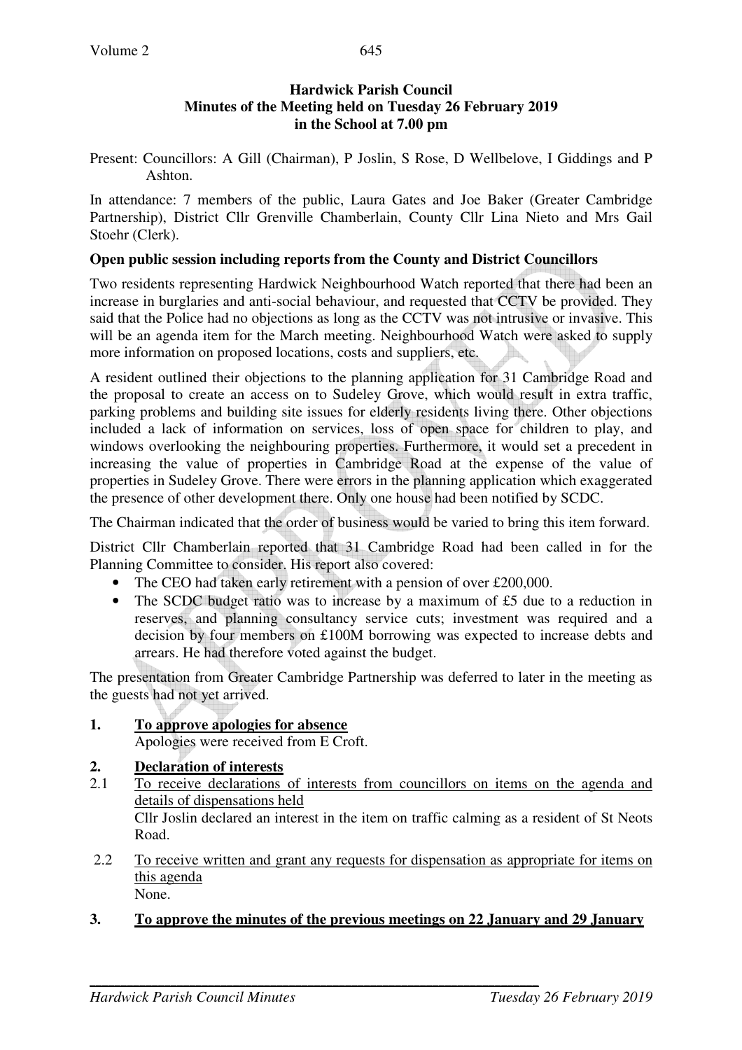**Hardwick Parish Council**
**Minutes of the Meeting held on Tuesday 26 February 2019**
**in the School at 7.00 pm**

Present: Councillors: A Gill (Chairman), P Joslin, S Rose, D Wellbelove, I Giddings and P Ashton.

In attendance: 7 members of the public, Laura Gates and Joe Baker (Greater Cambridge Partnership), District Cllr Grenville Chamberlain, County Cllr Lina Nieto and Mrs Gail Stoehr (Clerk).

**Open public session including reports from the County and District Councillors**

Two residents representing Hardwick Neighbourhood Watch reported that there had been an increase in burglaries and anti-social behaviour, and requested that CCTV be provided. They said that the Police had no objections as long as the CCTV was not intrusive or invasive. This will be an agenda item for the March meeting. Neighbourhood Watch were asked to supply more information on proposed locations, costs and suppliers, etc.

A resident outlined their objections to the planning application for 31 Cambridge Road and the proposal to create an access on to Sudeley Grove, which would result in extra traffic, parking problems and building site issues for elderly residents living there. Other objections included a lack of information on services, loss of open space for children to play, and windows overlooking the neighbouring properties. Furthermore, it would set a precedent in increasing the value of properties in Cambridge Road at the expense of the value of properties in Sudeley Grove. There were errors in the planning application which exaggerated the presence of other development there. Only one house had been notified by SCDC.

The Chairman indicated that the order of business would be varied to bring this item forward.

District Cllr Chamberlain reported that 31 Cambridge Road had been called in for the Planning Committee to consider. His report also covered:

- The CEO had taken early retirement with a pension of over £200,000.
- The SCDC budget ratio was to increase by a maximum of £5 due to a reduction in reserves, and planning consultancy service cuts; investment was required and a decision by four members on £100M borrowing was expected to increase debts and arrears. He had therefore voted against the budget.

The presentation from Greater Cambridge Partnership was deferred to later in the meeting as the guests had not yet arrived.

**1. To approve apologies for absence**

Apologies were received from E Croft.

**2. Declaration of interests**

2.1 To receive declarations of interests from councillors on items on the agenda and details of dispensations held

Cllr Joslin declared an interest in the item on traffic calming as a resident of St Neots Road.

2.2 To receive written and grant any requests for dispensation as appropriate for items on this agenda

None.

**3. To approve the minutes of the previous meetings on 22 January and 29 January**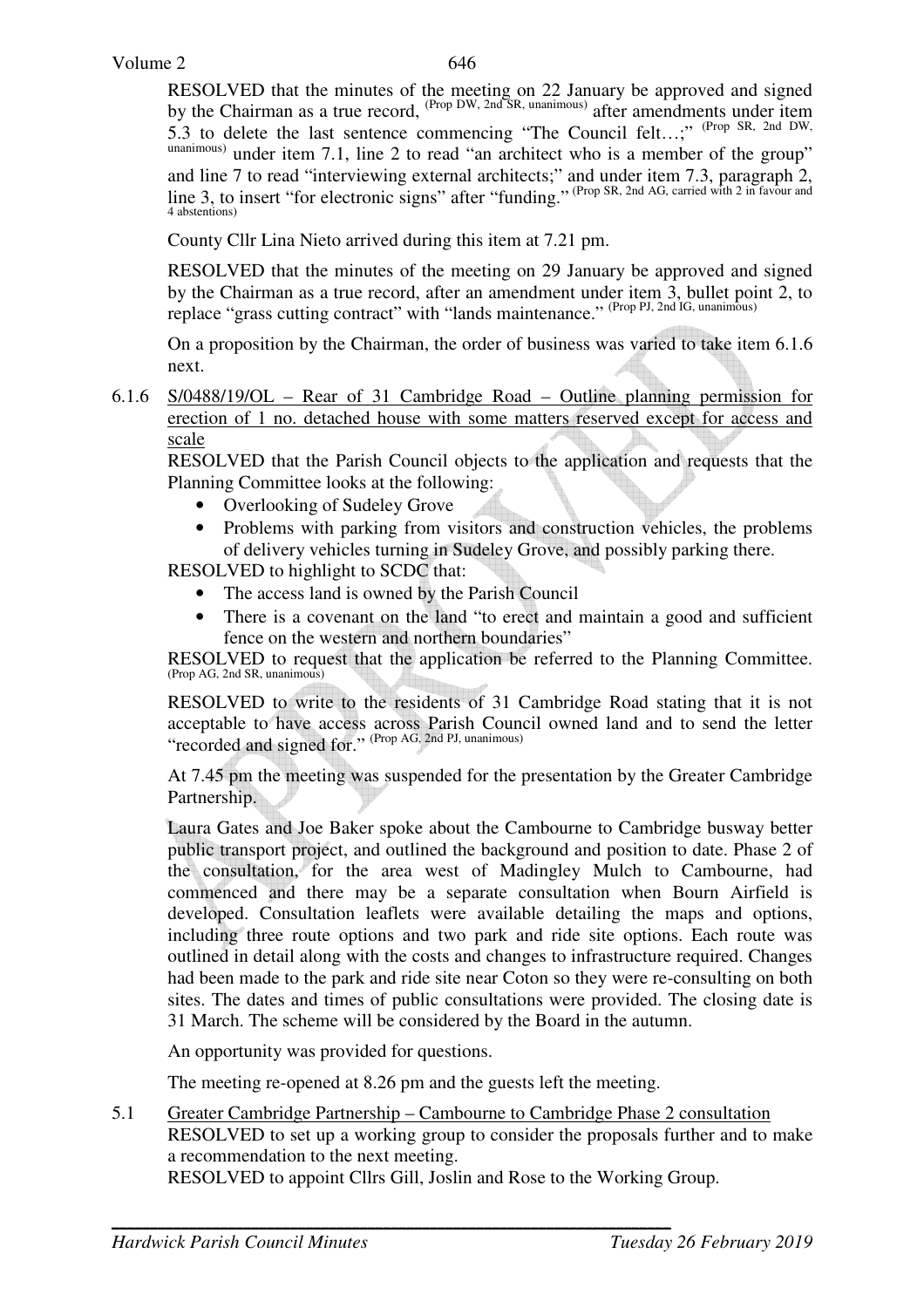RESOLVED that the minutes of the meeting on 22 January be approved and signed by the Chairman as a true record, (Prop DW, 2nd SR, unanimous) after amendments under item 5.3 to delete the last sentence commencing "The Council felt…;" (Prop SR, 2nd DW, unanimous) under item 7.1, line 2 to read "an architect who is a member of the group" and line 7 to read "interviewing external architects;" and under item 7.3, paragraph 2, line 3, to insert "for electronic signs" after "funding." (Prop SR, 2nd AG, carried with 2 in favour and 4 abstentions)

County Cllr Lina Nieto arrived during this item at 7.21 pm.

RESOLVED that the minutes of the meeting on 29 January be approved and signed by the Chairman as a true record, after an amendment under item 3, bullet point 2, to replace "grass cutting contract" with "lands maintenance." (Prop PJ, 2nd IG, unanimous)

On a proposition by the Chairman, the order of business was varied to take item 6.1.6 next.

6.1.6 S/0488/19/OL – Rear of 31 Cambridge Road – Outline planning permission for erection of 1 no. detached house with some matters reserved except for access and scale

RESOLVED that the Parish Council objects to the application and requests that the Planning Committee looks at the following:

- Overlooking of Sudeley Grove
- Problems with parking from visitors and construction vehicles, the problems of delivery vehicles turning in Sudeley Grove, and possibly parking there.

RESOLVED to highlight to SCDC that:

- The access land is owned by the Parish Council
- There is a covenant on the land "to erect and maintain a good and sufficient fence on the western and northern boundaries"

RESOLVED to request that the application be referred to the Planning Committee. (Prop AG, 2nd SR, unanimous)

RESOLVED to write to the residents of 31 Cambridge Road stating that it is not acceptable to have access across Parish Council owned land and to send the letter "recorded and signed for." (Prop AG, 2nd PJ, unanimous)

At 7.45 pm the meeting was suspended for the presentation by the Greater Cambridge Partnership.

Laura Gates and Joe Baker spoke about the Cambourne to Cambridge busway better public transport project, and outlined the background and position to date. Phase 2 of the consultation, for the area west of Madingley Mulch to Cambourne, had commenced and there may be a separate consultation when Bourn Airfield is developed. Consultation leaflets were available detailing the maps and options, including three route options and two park and ride site options. Each route was outlined in detail along with the costs and changes to infrastructure required. Changes had been made to the park and ride site near Coton so they were re-consulting on both sites. The dates and times of public consultations were provided. The closing date is 31 March. The scheme will be considered by the Board in the autumn.

An opportunity was provided for questions.

The meeting re-opened at 8.26 pm and the guests left the meeting.

5.1 Greater Cambridge Partnership – Cambourne to Cambridge Phase 2 consultation

RESOLVED to set up a working group to consider the proposals further and to make a recommendation to the next meeting.

RESOLVED to appoint Cllrs Gill, Joslin and Rose to the Working Group.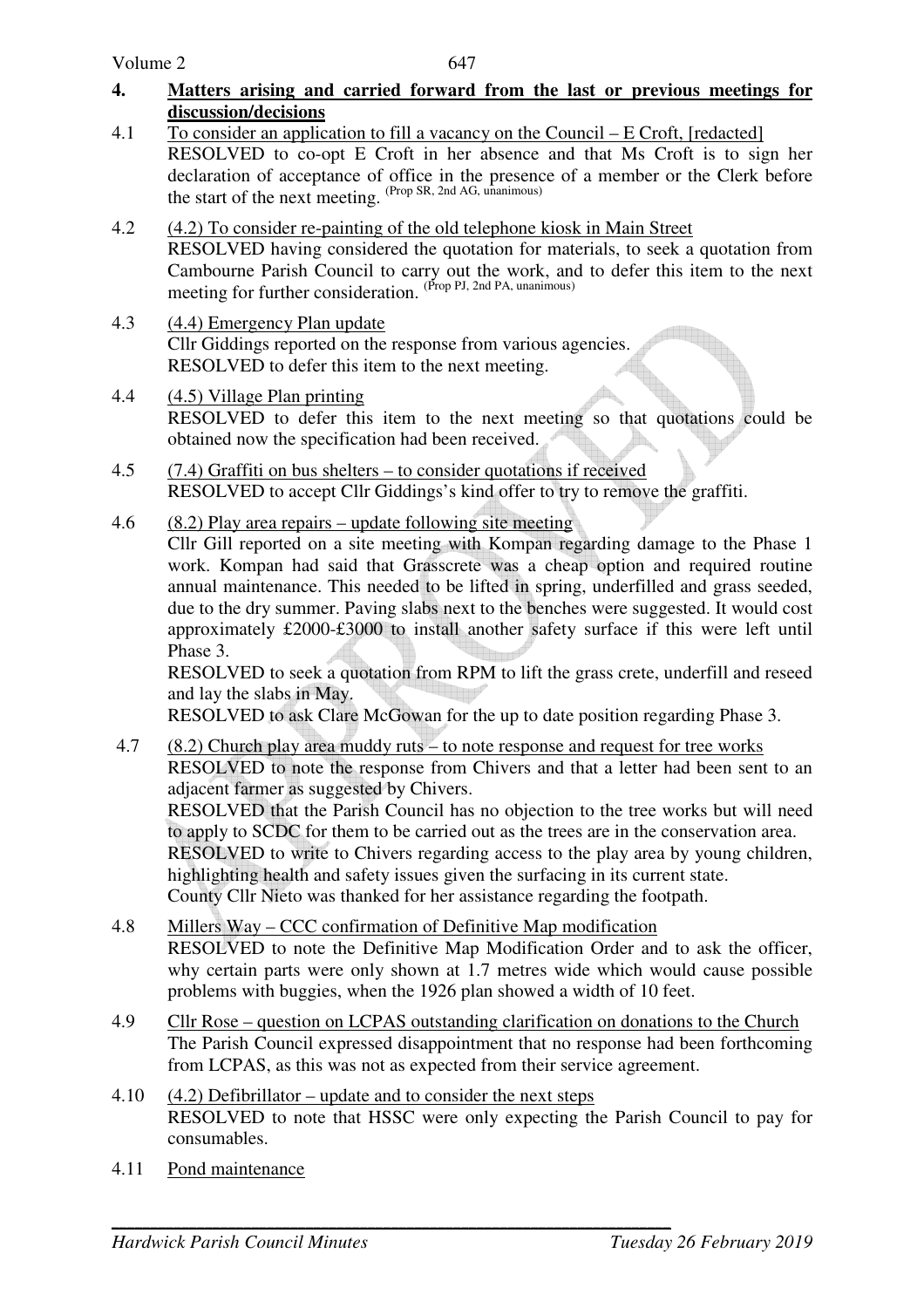## 4. Matters arising and carried forward from the last or previous meetings for discussion/decisions

4.1 To consider an application to fill a vacancy on the Council – E Croft, [redacted]

RESOLVED to co-opt E Croft in her absence and that Ms Croft is to sign her declaration of acceptance of office in the presence of a member or the Clerk before the start of the next meeting. (Prop SR, 2nd AG, unanimous)

4.2 (4.2) To consider re-painting of the old telephone kiosk in Main Street

RESOLVED having considered the quotation for materials, to seek a quotation from Cambourne Parish Council to carry out the work, and to defer this item to the next meeting for further consideration. (Prop PJ, 2nd PA, unanimous)

4.3 (4.4) Emergency Plan update

Cllr Giddings reported on the response from various agencies.

RESOLVED to defer this item to the next meeting.

4.4 (4.5) Village Plan printing

RESOLVED to defer this item to the next meeting so that quotations could be obtained now the specification had been received.

4.5 (7.4) Graffiti on bus shelters – to consider quotations if received

RESOLVED to accept Cllr Giddings's kind offer to try to remove the graffiti.

4.6 (8.2) Play area repairs – update following site meeting

Cllr Gill reported on a site meeting with Kompan regarding damage to the Phase 1 work. Kompan had said that Grasscrete was a cheap option and required routine annual maintenance. This needed to be lifted in spring, underfilled and grass seeded, due to the dry summer. Paving slabs next to the benches were suggested. It would cost approximately £2000-£3000 to install another safety surface if this were left until Phase 3.

RESOLVED to seek a quotation from RPM to lift the grass crete, underfill and reseed and lay the slabs in May.

RESOLVED to ask Clare McGowan for the up to date position regarding Phase 3.

4.7 (8.2) Church play area muddy ruts – to note response and request for tree works

RESOLVED to note the response from Chivers and that a letter had been sent to an adjacent farmer as suggested by Chivers.

RESOLVED that the Parish Council has no objection to the tree works but will need to apply to SCDC for them to be carried out as the trees are in the conservation area.

RESOLVED to write to Chivers regarding access to the play area by young children, highlighting health and safety issues given the surfacing in its current state.

County Cllr Nieto was thanked for her assistance regarding the footpath.

4.8 Millers Way – CCC confirmation of Definitive Map modification

RESOLVED to note the Definitive Map Modification Order and to ask the officer, why certain parts were only shown at 1.7 metres wide which would cause possible problems with buggies, when the 1926 plan showed a width of 10 feet.

4.9 Cllr Rose – question on LCPAS outstanding clarification on donations to the Church

The Parish Council expressed disappointment that no response had been forthcoming from LCPAS, as this was not as expected from their service agreement.

4.10 (4.2) Defibrillator – update and to consider the next steps

RESOLVED to note that HSSC were only expecting the Parish Council to pay for consumables.

4.11 Pond maintenance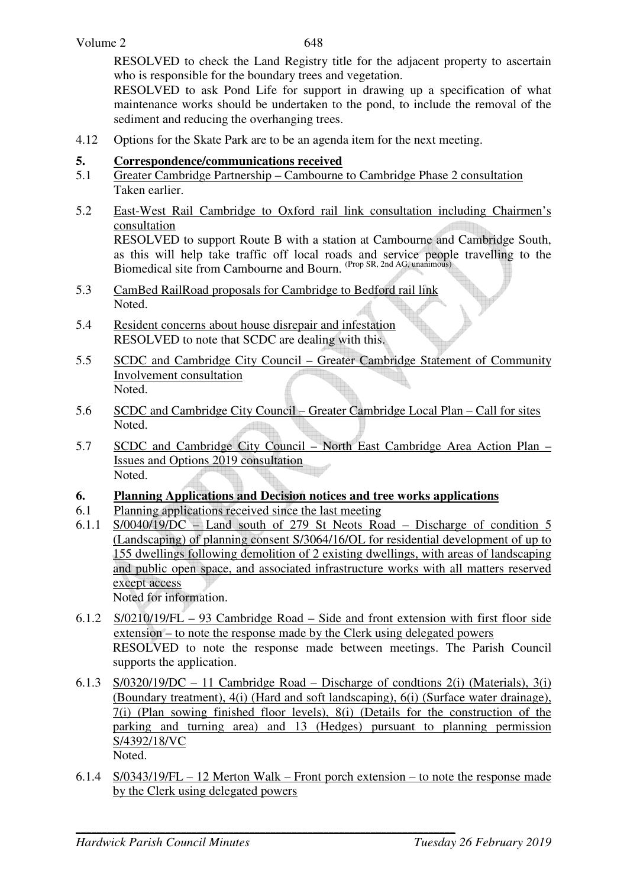RESOLVED to check the Land Registry title for the adjacent property to ascertain who is responsible for the boundary trees and vegetation.

RESOLVED to ask Pond Life for support in drawing up a specification of what maintenance works should be undertaken to the pond, to include the removal of the sediment and reducing the overhanging trees.

4.12 Options for the Skate Park are to be an agenda item for the next meeting.

## 5. Correspondence/communications received

5.1 Greater Cambridge Partnership – Cambourne to Cambridge Phase 2 consultation
Taken earlier.

5.2 East-West Rail Cambridge to Oxford rail link consultation including Chairmen's consultation
RESOLVED to support Route B with a station at Cambourne and Cambridge South, as this will help take traffic off local roads and service people travelling to the Biomedical site from Cambourne and Bourn. (Prop SR, 2nd AG, unanimous)

5.3 CamBed RailRoad proposals for Cambridge to Bedford rail link
Noted.

5.4 Resident concerns about house disrepair and infestation
RESOLVED to note that SCDC are dealing with this.

5.5 SCDC and Cambridge City Council – Greater Cambridge Statement of Community Involvement consultation
Noted.

5.6 SCDC and Cambridge City Council – Greater Cambridge Local Plan – Call for sites
Noted.

5.7 SCDC and Cambridge City Council – North East Cambridge Area Action Plan – Issues and Options 2019 consultation
Noted.

## 6. Planning Applications and Decision notices and tree works applications

6.1 Planning applications received since the last meeting

6.1.1 S/0040/19/DC – Land south of 279 St Neots Road – Discharge of condition 5 (Landscaping) of planning consent S/3064/16/OL for residential development of up to 155 dwellings following demolition of 2 existing dwellings, with areas of landscaping and public open space, and associated infrastructure works with all matters reserved except access
Noted for information.

6.1.2 S/0210/19/FL – 93 Cambridge Road – Side and front extension with first floor side extension – to note the response made by the Clerk using delegated powers
RESOLVED to note the response made between meetings. The Parish Council supports the application.

6.1.3 S/0320/19/DC – 11 Cambridge Road – Discharge of condtions 2(i) (Materials), 3(i) (Boundary treatment), 4(i) (Hard and soft landscaping), 6(i) (Surface water drainage), 7(i) (Plan sowing finished floor levels), 8(i) (Details for the construction of the parking and turning area) and 13 (Hedges) pursuant to planning permission S/4392/18/VC
Noted.

6.1.4 S/0343/19/FL – 12 Merton Walk – Front porch extension – to note the response made by the Clerk using delegated powers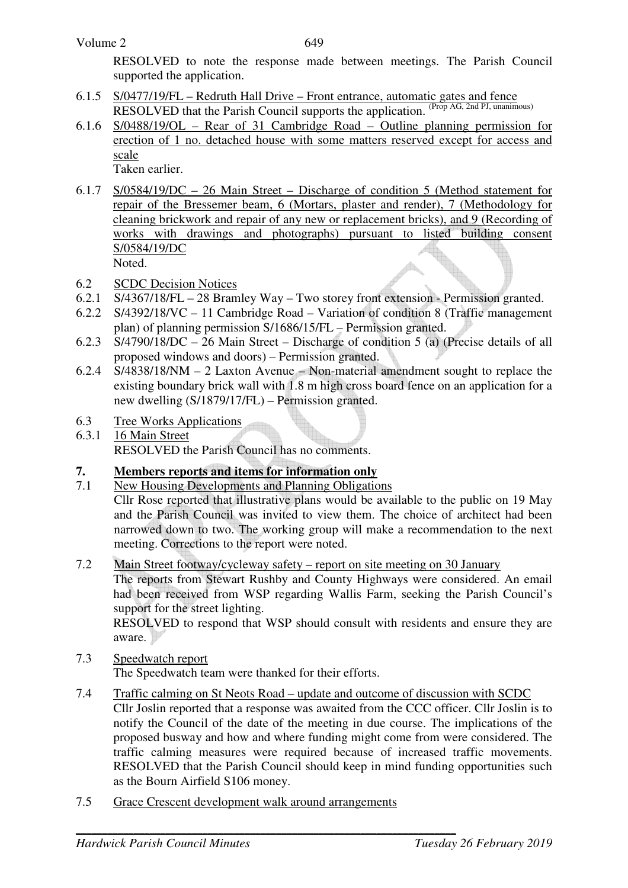RESOLVED to note the response made between meetings. The Parish Council supported the application.

6.1.5 S/0477/19/FL – Redruth Hall Drive – Front entrance, automatic gates and fence
RESOLVED that the Parish Council supports the application. (Prop AG, 2nd PJ, unanimous)

6.1.6 S/0488/19/OL – Rear of 31 Cambridge Road – Outline planning permission for erection of 1 no. detached house with some matters reserved except for access and scale
Taken earlier.

6.1.7 S/0584/19/DC – 26 Main Street – Discharge of condition 5 (Method statement for repair of the Bressemer beam, 6 (Mortars, plaster and render), 7 (Methodology for cleaning brickwork and repair of any new or replacement bricks), and 9 (Recording of works with drawings and photographs) pursuant to listed building consent S/0584/19/DC
Noted.

6.2 SCDC Decision Notices

6.2.1 S/4367/18/FL – 28 Bramley Way – Two storey front extension - Permission granted.

6.2.2 S/4392/18/VC – 11 Cambridge Road – Variation of condition 8 (Traffic management plan) of planning permission S/1686/15/FL – Permission granted.

6.2.3 S/4790/18/DC – 26 Main Street – Discharge of condition 5 (a) (Precise details of all proposed windows and doors) – Permission granted.

6.2.4 S/4838/18/NM – 2 Laxton Avenue – Non-material amendment sought to replace the existing boundary brick wall with 1.8 m high cross board fence on an application for a new dwelling (S/1879/17/FL) – Permission granted.

6.3 Tree Works Applications

6.3.1 16 Main Street
RESOLVED the Parish Council has no comments.

## 7. Members reports and items for information only

7.1 New Housing Developments and Planning Obligations
Cllr Rose reported that illustrative plans would be available to the public on 19 May and the Parish Council was invited to view them. The choice of architect had been narrowed down to two. The working group will make a recommendation to the next meeting. Corrections to the report were noted.

7.2 Main Street footway/cycleway safety – report on site meeting on 30 January
The reports from Stewart Rushby and County Highways were considered. An email had been received from WSP regarding Wallis Farm, seeking the Parish Council's support for the street lighting.
RESOLVED to respond that WSP should consult with residents and ensure they are aware.

7.3 Speedwatch report
The Speedwatch team were thanked for their efforts.

7.4 Traffic calming on St Neots Road – update and outcome of discussion with SCDC
Cllr Joslin reported that a response was awaited from the CCC officer. Cllr Joslin is to notify the Council of the date of the meeting in due course. The implications of the proposed busway and how and where funding might come from were considered. The traffic calming measures were required because of increased traffic movements.
RESOLVED that the Parish Council should keep in mind funding opportunities such as the Bourn Airfield S106 money.

7.5 Grace Crescent development walk around arrangements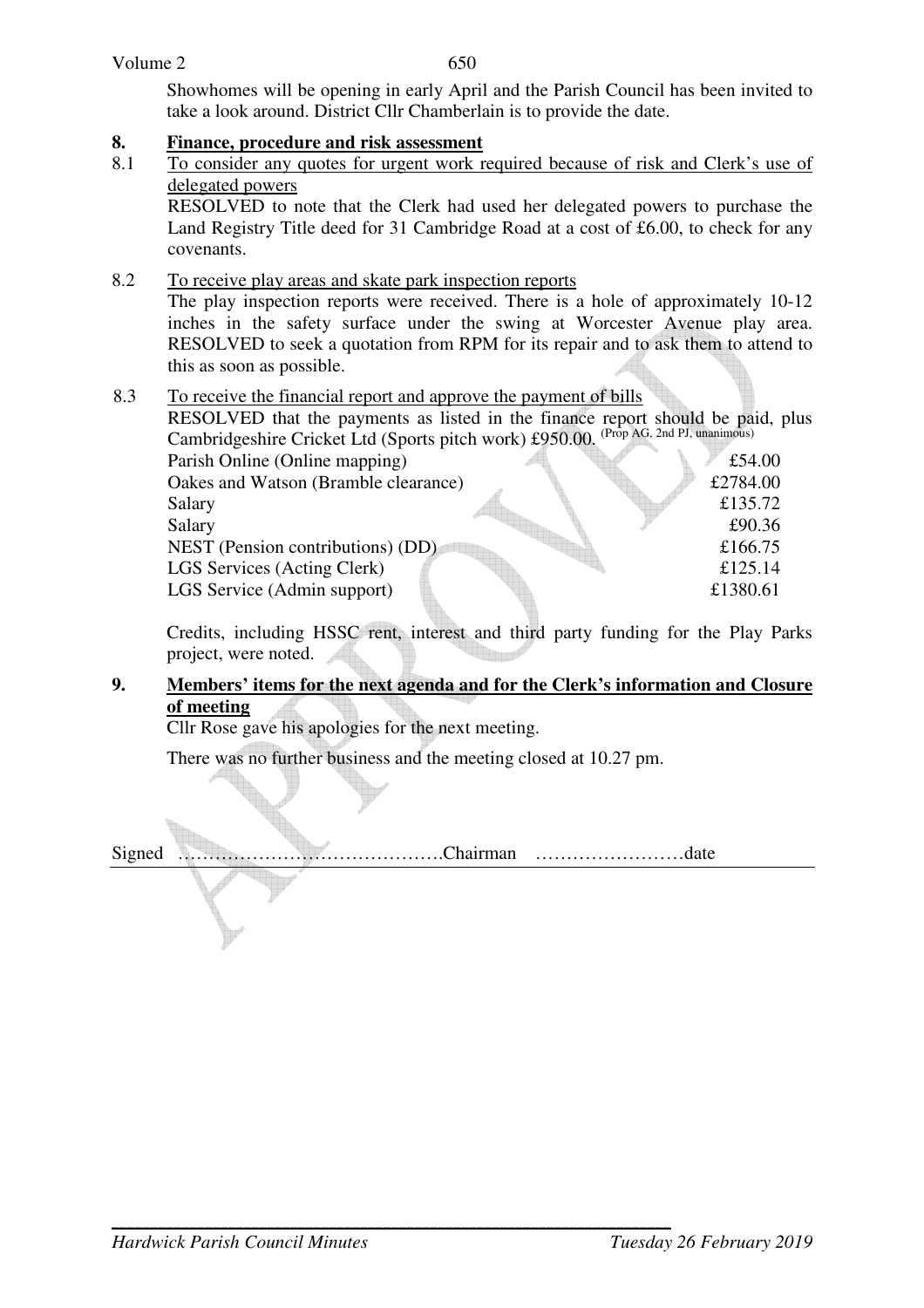Showhomes will be opening in early April and the Parish Council has been invited to take a look around. District Cllr Chamberlain is to provide the date.

## 8. Finance, procedure and risk assessment

8.1 To consider any quotes for urgent work required because of risk and Clerk's use of delegated powers

RESOLVED to note that the Clerk had used her delegated powers to purchase the Land Registry Title deed for 31 Cambridge Road at a cost of £6.00, to check for any covenants.

8.2 To receive play areas and skate park inspection reports

The play inspection reports were received. There is a hole of approximately 10-12 inches in the safety surface under the swing at Worcester Avenue play area. RESOLVED to seek a quotation from RPM for its repair and to ask them to attend to this as soon as possible.

8.3 To receive the financial report and approve the payment of bills

RESOLVED that the payments as listed in the finance report should be paid, plus Cambridgeshire Cricket Ltd (Sports pitch work) £950.00. (Prop AG, 2nd PJ, unanimous)

| | |
|---|---|
| Parish Online (Online mapping) | £54.00 |
| Oakes and Watson (Bramble clearance) | £2784.00 |
| Salary | £135.72 |
| Salary | £90.36 |
| NEST (Pension contributions) (DD) | £166.75 |
| LGS Services (Acting Clerk) | £125.14 |
| LGS Service (Admin support) | £1380.61 |

Credits, including HSSC rent, interest and third party funding for the Play Parks project, were noted.

## 9. Members' items for the next agenda and for the Clerk's information and Closure of meeting

Cllr Rose gave his apologies for the next meeting.

There was no further business and the meeting closed at 10.27 pm.

Signed …………………………………….Chairman ……………………date